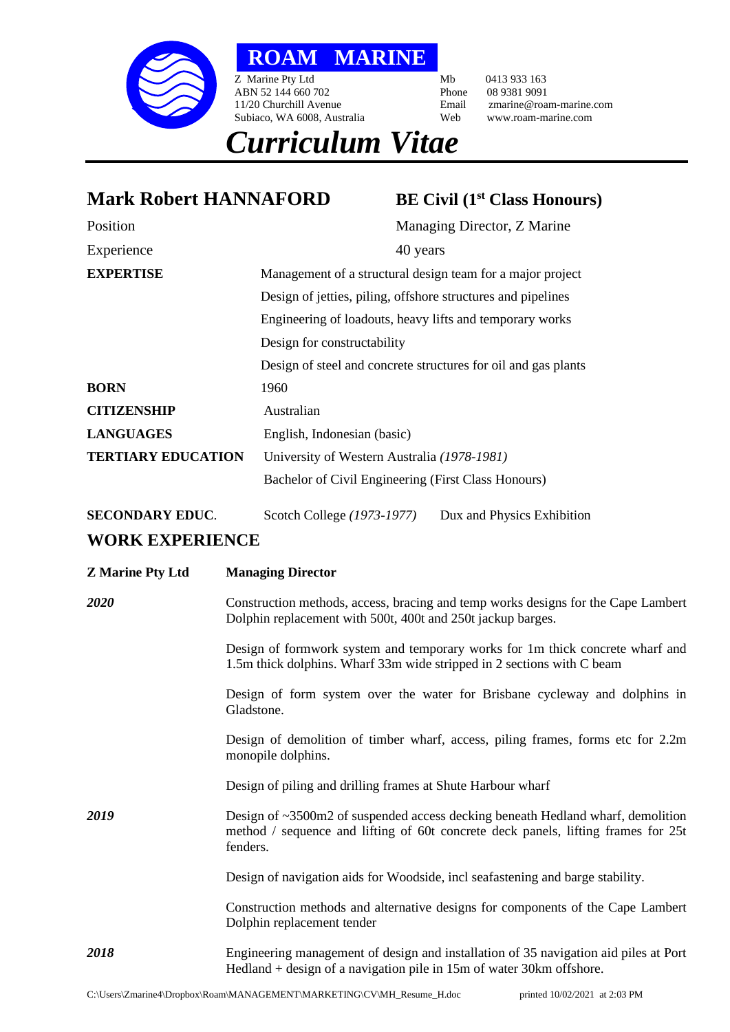# ROAM MARINE

Z Marine Pty Ltd
ABN 52 144 660 702
11/20 Churchill Avenue
Subiaco, WA 6008, Australia

Mb 0413 933 163
Phone 08 9381 9091
Email zmarine@roam-marine.com
Web www.roam-marine.com

# *Curriculum Vitae*

## Mark Robert HANNAFORD — BE Civil (1st Class Honours)

| | |
|---|---|
| Position | Managing Director, Z Marine |
| Experience | 40 years |
| **EXPERTISE** | Management of a structural design team for a major project |
| | Design of jetties, piling, offshore structures and pipelines |
| | Engineering of loadouts, heavy lifts and temporary works |
| | Design for constructability |
| | Design of steel and concrete structures for oil and gas plants |
| **BORN** | 1960 |
| **CITIZENSHIP** | Australian |
| **LANGUAGES** | English, Indonesian (basic) |
| **TERTIARY EDUCATION** | University of Western Australia *(1978-1981)* |
| | Bachelor of Civil Engineering (First Class Honours) |
| **SECONDARY EDUC**. | Scotch College *(1973-1977)* Dux and Physics Exhibition |

## WORK EXPERIENCE

**Z Marine Pty Ltd** — **Managing Director**

***2020***

Construction methods, access, bracing and temp works designs for the Cape Lambert Dolphin replacement with 500t, 400t and 250t jackup barges.

Design of formwork system and temporary works for 1m thick concrete wharf and 1.5m thick dolphins. Wharf 33m wide stripped in 2 sections with C beam

Design of form system over the water for Brisbane cycleway and dolphins in Gladstone.

Design of demolition of timber wharf, access, piling frames, forms etc for 2.2m monopile dolphins.

Design of piling and drilling frames at Shute Harbour wharf

***2019***

Design of ~3500m2 of suspended access decking beneath Hedland wharf, demolition method / sequence and lifting of 60t concrete deck panels, lifting frames for 25t fenders.

Design of navigation aids for Woodside, incl seafastening and barge stability.

Construction methods and alternative designs for components of the Cape Lambert Dolphin replacement tender

***2018***

Engineering management of design and installation of 35 navigation aid piles at Port Hedland + design of a navigation pile in 15m of water 30km offshore.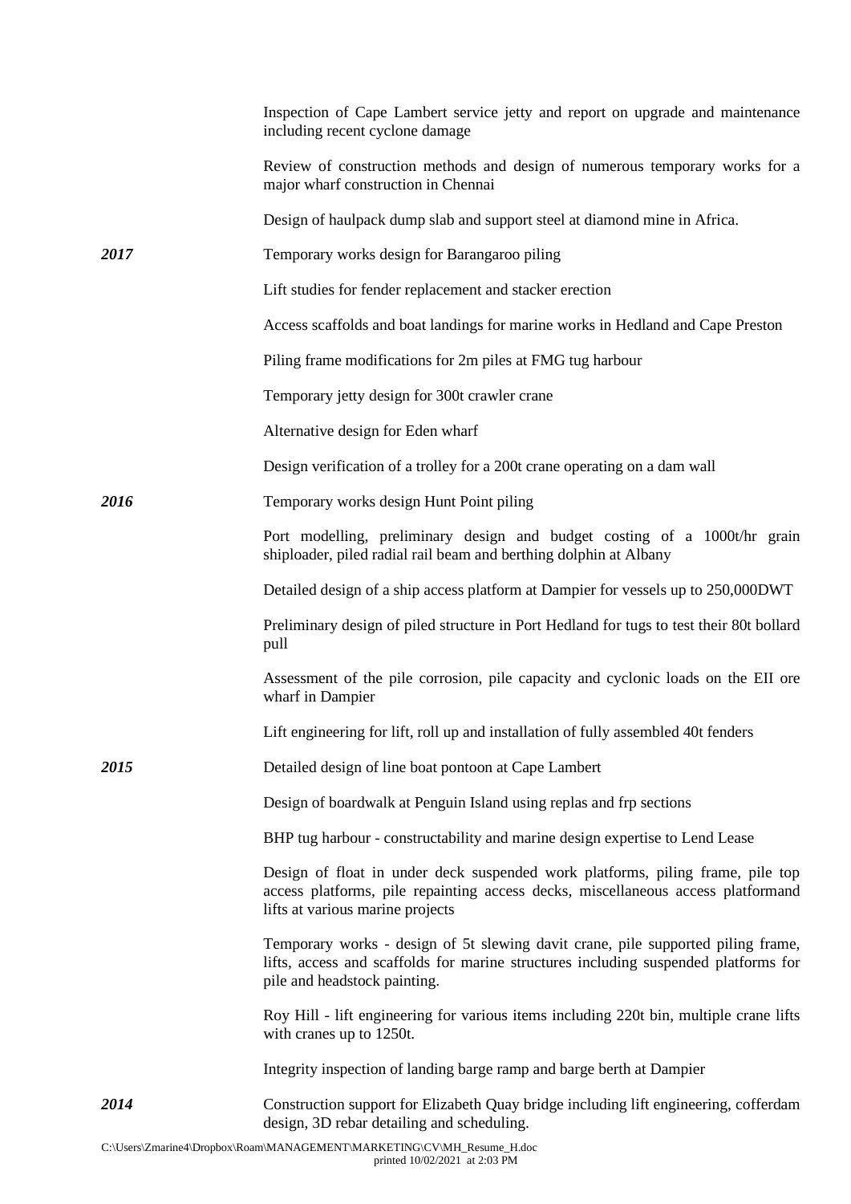Inspection of Cape Lambert service jetty and report on upgrade and maintenance including recent cyclone damage

Review of construction methods and design of numerous temporary works for a major wharf construction in Chennai

Design of haulpack dump slab and support steel at diamond mine in Africa.

***2017***

Temporary works design for Barangaroo piling

Lift studies for fender replacement and stacker erection

Access scaffolds and boat landings for marine works in Hedland and Cape Preston

Piling frame modifications for 2m piles at FMG tug harbour

Temporary jetty design for 300t crawler crane

Alternative design for Eden wharf

Design verification of a trolley for a 200t crane operating on a dam wall

***2016***

Temporary works design Hunt Point piling

Port modelling, preliminary design and budget costing of a 1000t/hr grain shiploader, piled radial rail beam and berthing dolphin at Albany

Detailed design of a ship access platform at Dampier for vessels up to 250,000DWT

Preliminary design of piled structure in Port Hedland for tugs to test their 80t bollard pull

Assessment of the pile corrosion, pile capacity and cyclonic loads on the EII ore wharf in Dampier

Lift engineering for lift, roll up and installation of fully assembled 40t fenders

***2015***

Detailed design of line boat pontoon at Cape Lambert

Design of boardwalk at Penguin Island using replas and frp sections

BHP tug harbour - constructability and marine design expertise to Lend Lease

Design of float in under deck suspended work platforms, piling frame, pile top access platforms, pile repainting access decks, miscellaneous access platformand lifts at various marine projects

Temporary works - design of 5t slewing davit crane, pile supported piling frame, lifts, access and scaffolds for marine structures including suspended platforms for pile and headstock painting.

Roy Hill - lift engineering for various items including 220t bin, multiple crane lifts with cranes up to 1250t.

Integrity inspection of landing barge ramp and barge berth at Dampier

***2014***

Construction support for Elizabeth Quay bridge including lift engineering, cofferdam design, 3D rebar detailing and scheduling.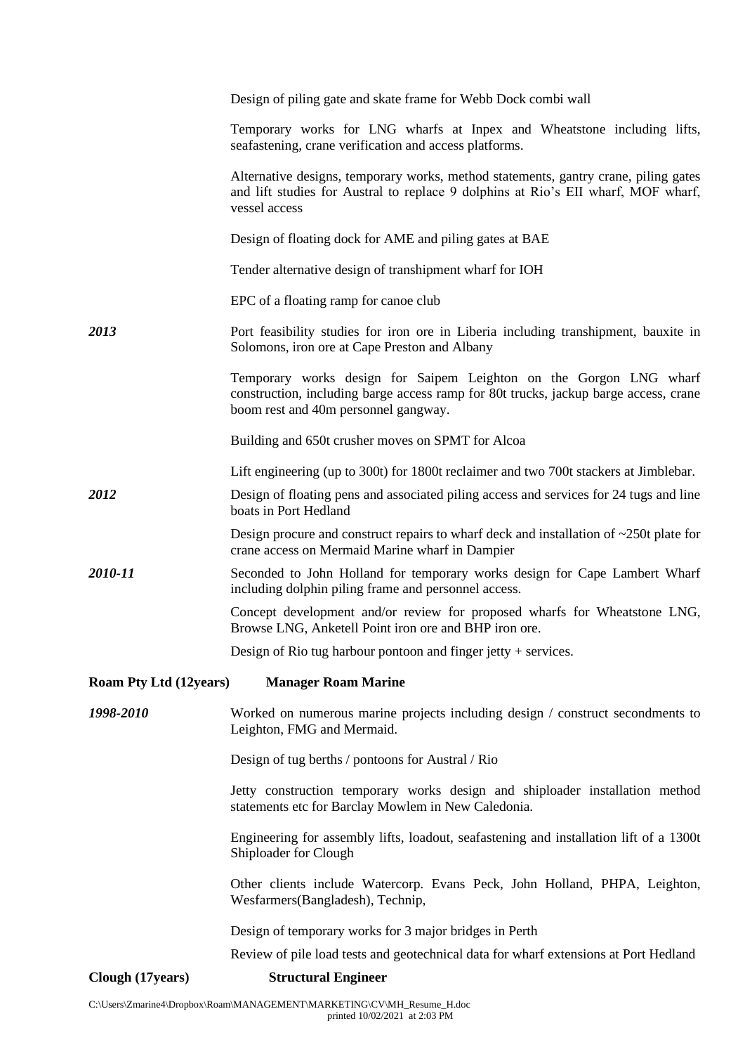Design of piling gate and skate frame for Webb Dock combi wall

Temporary works for LNG wharfs at Inpex and Wheatstone including lifts, seafastening, crane verification and access platforms.

Alternative designs, temporary works, method statements, gantry crane, piling gates and lift studies for Austral to replace 9 dolphins at Rio's EII wharf, MOF wharf, vessel access

Design of floating dock for AME and piling gates at BAE

Tender alternative design of transhipment wharf for IOH

EPC of a floating ramp for canoe club

***2013***

Port feasibility studies for iron ore in Liberia including transhipment, bauxite in Solomons, iron ore at Cape Preston and Albany

Temporary works design for Saipem Leighton on the Gorgon LNG wharf construction, including barge access ramp for 80t trucks, jackup barge access, crane boom rest and 40m personnel gangway.

Building and 650t crusher moves on SPMT for Alcoa

Lift engineering (up to 300t) for 1800t reclaimer and two 700t stackers at Jimblebar.

***2012***

Design of floating pens and associated piling access and services for 24 tugs and line boats in Port Hedland

Design procure and construct repairs to wharf deck and installation of ~250t plate for crane access on Mermaid Marine wharf in Dampier

***2010-11***

Seconded to John Holland for temporary works design for Cape Lambert Wharf including dolphin piling frame and personnel access.

Concept development and/or review for proposed wharfs for Wheatstone LNG, Browse LNG, Anketell Point iron ore and BHP iron ore.

Design of Rio tug harbour pontoon and finger jetty + services.

**Roam Pty Ltd (12years)** **Manager Roam Marine**

***1998-2010***

Worked on numerous marine projects including design / construct secondments to Leighton, FMG and Mermaid.

Design of tug berths / pontoons for Austral / Rio

Jetty construction temporary works design and shiploader installation method statements etc for Barclay Mowlem in New Caledonia.

Engineering for assembly lifts, loadout, seafastening and installation lift of a 1300t Shiploader for Clough

Other clients include Watercorp. Evans Peck, John Holland, PHPA, Leighton, Wesfarmers(Bangladesh), Technip,

Design of temporary works for 3 major bridges in Perth

Review of pile load tests and geotechnical data for wharf extensions at Port Hedland

**Clough (17years)** **Structural Engineer**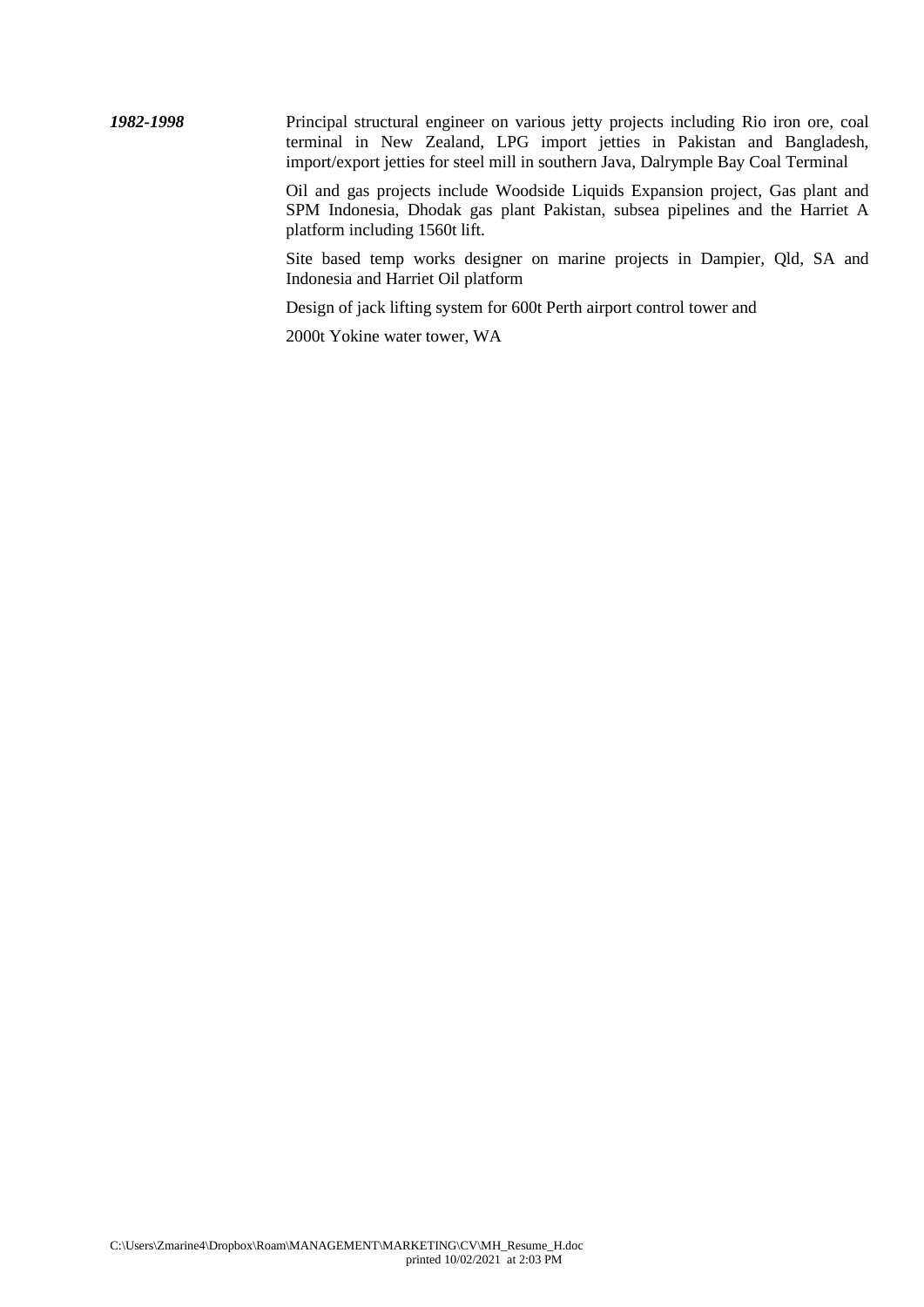***1982-1998***

Principal structural engineer on various jetty projects including Rio iron ore, coal terminal in New Zealand, LPG import jetties in Pakistan and Bangladesh, import/export jetties for steel mill in southern Java, Dalrymple Bay Coal Terminal

Oil and gas projects include Woodside Liquids Expansion project, Gas plant and SPM Indonesia, Dhodak gas plant Pakistan, subsea pipelines and the Harriet A platform including 1560t lift.

Site based temp works designer on marine projects in Dampier, Qld, SA and Indonesia and Harriet Oil platform

Design of jack lifting system for 600t Perth airport control tower and

2000t Yokine water tower, WA